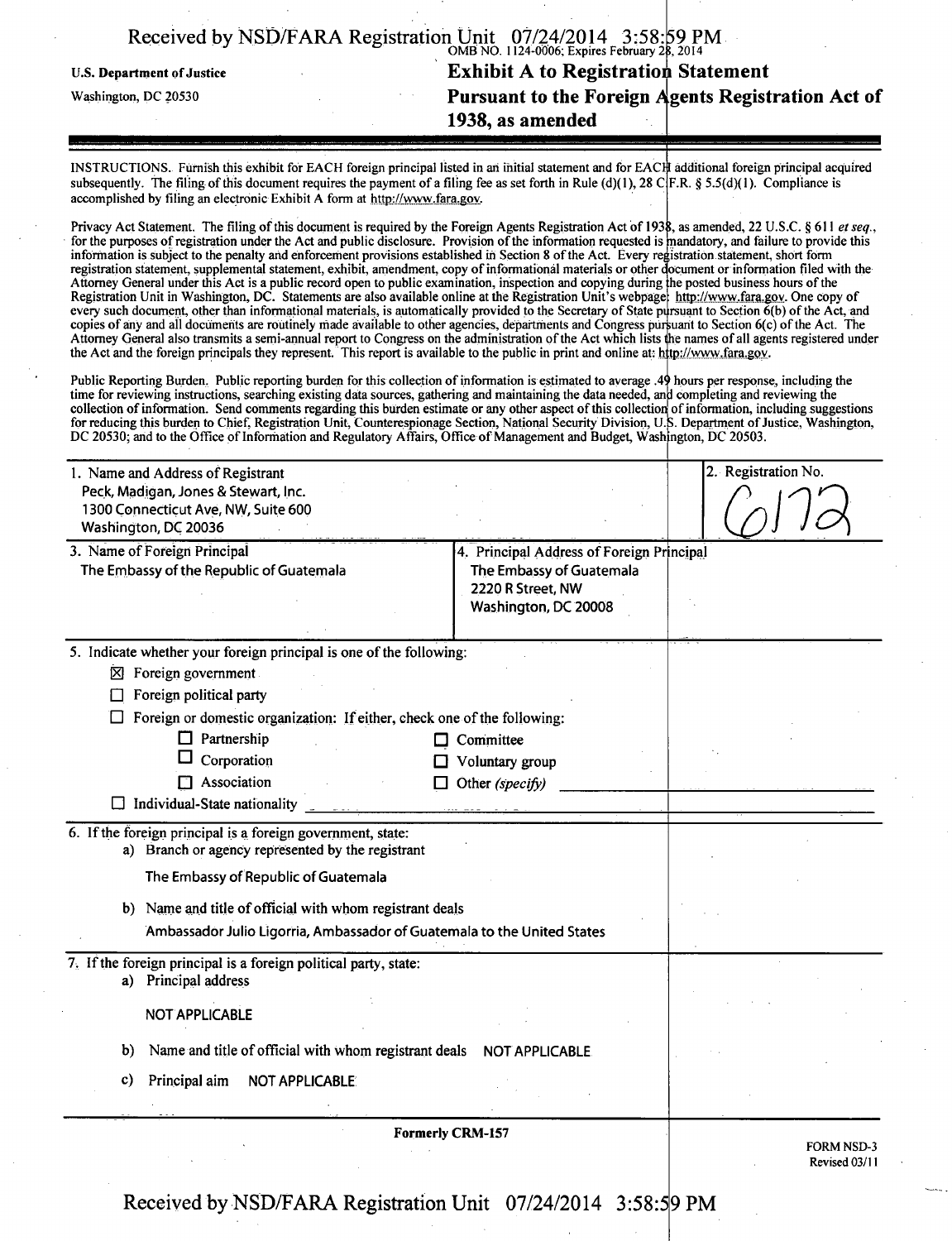U.S. Department of Justice

Washington, DC 20530

OMB NO. 1124-0006; Expires February 28, 2014

# Exhibit A to Registration Statement Pursuant to the Foreign Agents Registration Act of 1938, as amended

INSTRUCTIONS. Furnish this exhibit for EACH foreign principal listed in an initial statement and for EACH additional foreign principal acquired subsequently. The filing of this document requires the payment of a filing fee as set forth in Rule (d)(1), 28 C.F.R. § 5.5(d)(1). Compliance is accomplished by filing an electronic Exhibit A form at http://www.fara.gov.

Privacy Act Statement. The filing of this document is required by the Foreign Agents Registration Act of 1938, as amended, 22 U.S.C. § 611 *et seq.*, for the purposes of registration under the Act and public disclosure. Provision of the information requested is mandatory, and failure to provide this information is subject to the penalty and enforcement provisions established in Section 8 of the Act. Every registration statement, short form registration statement, supplemental statement, exhibit, amendment, copy of informational materials or other document or information filed with the Attorney General under this Act is a public record open to public examination, inspection and copying during the posted business hours of the Registration Unit in Washington, DC. Statements are also available online at the Registration Unit's webpage: http://www.fara.gov. One copy of every such document, other than informational materials, is automatically provided to the Secretary of State pursuant to Section 6(b) of the Act, and copies of any and all documents are routinely made available to other agencies, departments and Congress pursuant to Section 6(c) of the Act. The Attorney General also transmits a semi-annual report to Congress on the administration of the Act which lists the names of all agents registered under the Act and the foreign principals they represent. This report is available to the public in print and online at: http://www.fara.gov.

Public Reporting Burden. Public reporting burden for this collection of information is estimated to average .49 hours per response, including the time for reviewing instructions, searching existing data sources, gathering and maintaining the data needed, and completing and reviewing the collection of information. Send comments regarding this burden estimate or any other aspect of this collection of information, including suggestions for reducing this burden to Chief, Registration Unit, Counterespionage Section, National Security Division, U.S. Department of Justice, Washington, DC 20530; and to the Office of Information and Regulatory Affairs, Office of Management and Budget, Washington, DC 20503.

| 1. Name and Address of Registrant | 2. Registration No. |
|---|---|
| Peck, Madigan, Jones & Stewart, Inc.<br>1300 Connecticut Ave, NW, Suite 600<br>Washington, DC 20036 | 6172 |

| 3. Name of Foreign Principal | 4. Principal Address of Foreign Principal |
|---|---|
| The Embassy of the Republic of Guatemala | The Embassy of Guatemala<br>2220 R Street, NW<br>Washington, DC 20008 |

5. Indicate whether your foreign principal is one of the following:

- [x] Foreign government
- [ ] Foreign political party
- [ ] Foreign or domestic organization: If either, check one of the following:
  - [ ] Partnership
  - [ ] Committee
  - [ ] Corporation
  - [ ] Voluntary group
  - [ ] Association
  - [ ] Other *(specify)*
- [ ] Individual-State nationality

6. If the foreign principal is a foreign government, state:

a) Branch or agency represented by the registrant

The Embassy of Republic of Guatemala

b) Name and title of official with whom registrant deals

Ambassador Julio Ligorria, Ambassador of Guatemala to the United States

7. If the foreign principal is a foreign political party, state:

a) Principal address

NOT APPLICABLE

b) Name and title of official with whom registrant deals NOT APPLICABLE

c) Principal aim NOT APPLICABLE

Formerly CRM-157

FORM NSD-3
Revised 03/11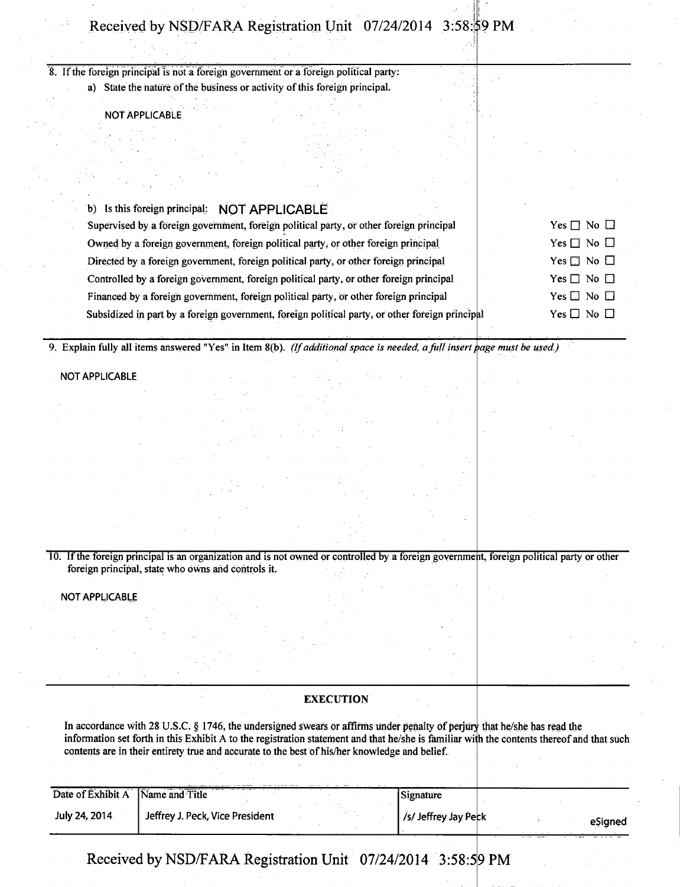8. If the foreign principal is not a foreign government or a foreign political party:

   a) State the nature of the business or activity of this foreign principal.

   NOT APPLICABLE

   b) Is this foreign principal: NOT APPLICABLE

| | |
|---|---|
| Supervised by a foreign government, foreign political party, or other foreign principal | Yes ☐ No ☐ |
| Owned by a foreign government, foreign political party, or other foreign principal | Yes ☐ No ☐ |
| Directed by a foreign government, foreign political party, or other foreign principal | Yes ☐ No ☐ |
| Controlled by a foreign government, foreign political party, or other foreign principal | Yes ☐ No ☐ |
| Financed by a foreign government, foreign political party, or other foreign principal | Yes ☐ No ☐ |
| Subsidized in part by a foreign government, foreign political party, or other foreign principal | Yes ☐ No ☐ |

9. Explain fully all items answered "Yes" in Item 8(b). *(If additional space is needed, a full insert page must be used.)*

NOT APPLICABLE

10. If the foreign principal is an organization and is not owned or controlled by a foreign government, foreign political party or other foreign principal, state who owns and controls it.

NOT APPLICABLE

## EXECUTION

In accordance with 28 U.S.C. § 1746, the undersigned swears or affirms under penalty of perjury that he/she has read the information set forth in this Exhibit A to the registration statement and that he/she is familiar with the contents thereof and that such contents are in their entirety true and accurate to the best of his/her knowledge and belief.

| Date of Exhibit A | Name and Title | Signature |
|---|---|---|
| July 24, 2014 | Jeffrey J. Peck, Vice President | /s/ Jeffrey Jay Peck eSigned |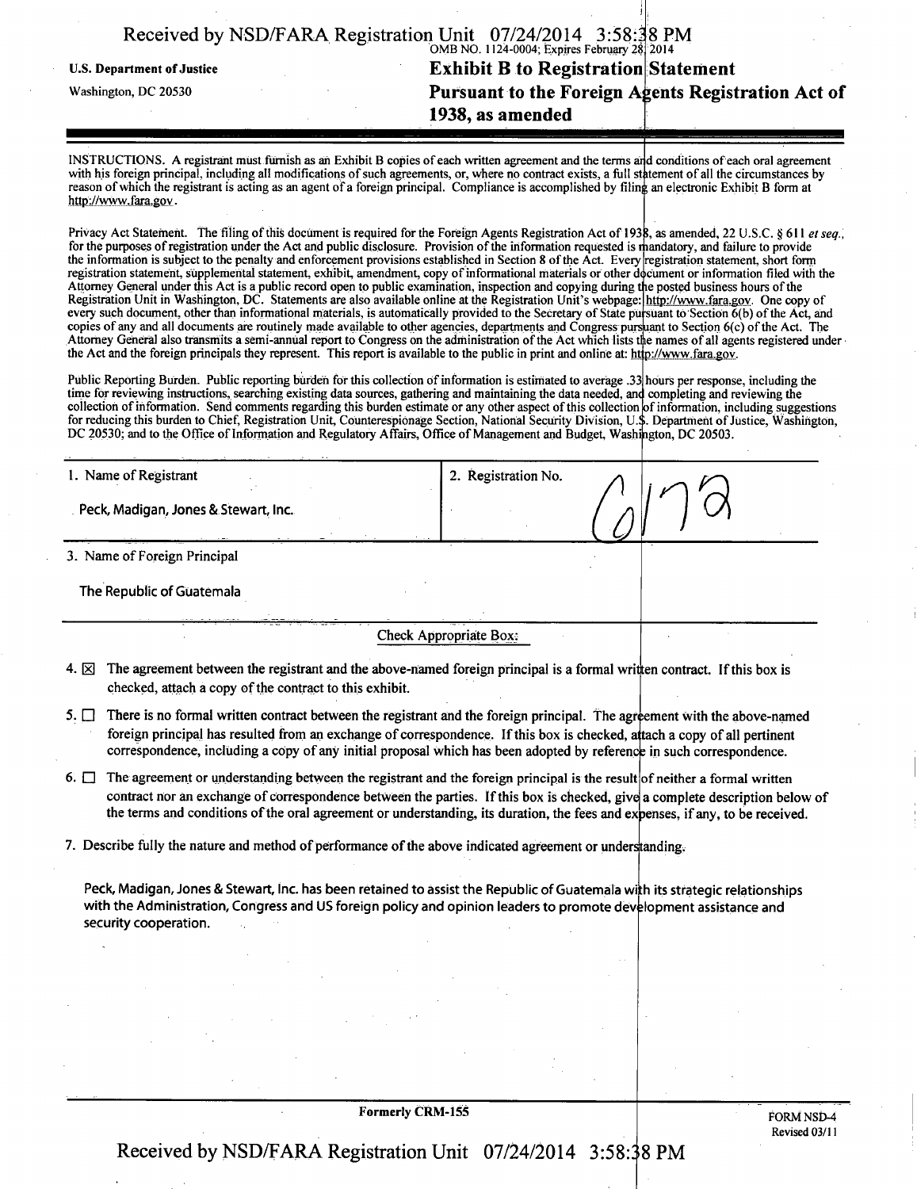OMB NO. 1124-0004; Expires February 28, 2014

U.S. Department of Justice

Washington, DC 20530

# Exhibit B to Registration Statement Pursuant to the Foreign Agents Registration Act of 1938, as amended

INSTRUCTIONS. A registrant must furnish as an Exhibit B copies of each written agreement and the terms and conditions of each oral agreement with his foreign principal, including all modifications of such agreements, or, where no contract exists, a full statement of all the circumstances by reason of which the registrant is acting as an agent of a foreign principal. Compliance is accomplished by filing an electronic Exhibit B form at http://www.fara.gov.

Privacy Act Statement. The filing of this document is required for the Foreign Agents Registration Act of 1938, as amended, 22 U.S.C. § 611 *et seq.*, for the purposes of registration under the Act and public disclosure. Provision of the information requested is mandatory, and failure to provide the information is subject to the penalty and enforcement provisions established in Section 8 of the Act. Every registration statement, short form registration statement, supplemental statement, exhibit, amendment, copy of informational materials or other document or information filed with the Attorney General under this Act is a public record open to public examination, inspection and copying during the posted business hours of the Registration Unit in Washington, DC. Statements are also available online at the Registration Unit's webpage: http://www.fara.gov. One copy of every such document, other than informational materials, is automatically provided to the Secretary of State pursuant to Section 6(b) of the Act, and copies of any and all documents are routinely made available to other agencies, departments and Congress pursuant to Section 6(c) of the Act. The Attorney General also transmits a semi-annual report to Congress on the administration of the Act which lists the names of all agents registered under the Act and the foreign principals they represent. This report is available to the public in print and online at: http://www.fara.gov.

Public Reporting Burden. Public reporting burden for this collection of information is estimated to average .33 hours per response, including the time for reviewing instructions, searching existing data sources, gathering and maintaining the data needed, and completing and reviewing the collection of information. Send comments regarding this burden estimate or any other aspect of this collection of information, including suggestions for reducing this burden to Chief, Registration Unit, Counterespionage Section, National Security Division, U.S. Department of Justice, Washington, DC 20530; and to the Office of Information and Regulatory Affairs, Office of Management and Budget, Washington, DC 20503.

| 1. Name of Registrant | 2. Registration No. |
|---|---|
| Peck, Madigan, Jones & Stewart, Inc. | 6172 |

3. Name of Foreign Principal

The Republic of Guatemala

Check Appropriate Box:

4. ☒ The agreement between the registrant and the above-named foreign principal is a formal written contract. If this box is checked, attach a copy of the contract to this exhibit.

5. ☐ There is no formal written contract between the registrant and the foreign principal. The agreement with the above-named foreign principal has resulted from an exchange of correspondence. If this box is checked, attach a copy of all pertinent correspondence, including a copy of any initial proposal which has been adopted by reference in such correspondence.

6. ☐ The agreement or understanding between the registrant and the foreign principal is the result of neither a formal written contract nor an exchange of correspondence between the parties. If this box is checked, give a complete description below of the terms and conditions of the oral agreement or understanding, its duration, the fees and expenses, if any, to be received.

7. Describe fully the nature and method of performance of the above indicated agreement or understanding.

Peck, Madigan, Jones & Stewart, Inc. has been retained to assist the Republic of Guatemala with its strategic relationships with the Administration, Congress and US foreign policy and opinion leaders to promote development assistance and security cooperation.

Formerly CRM-155

FORM NSD-4
Revised 03/11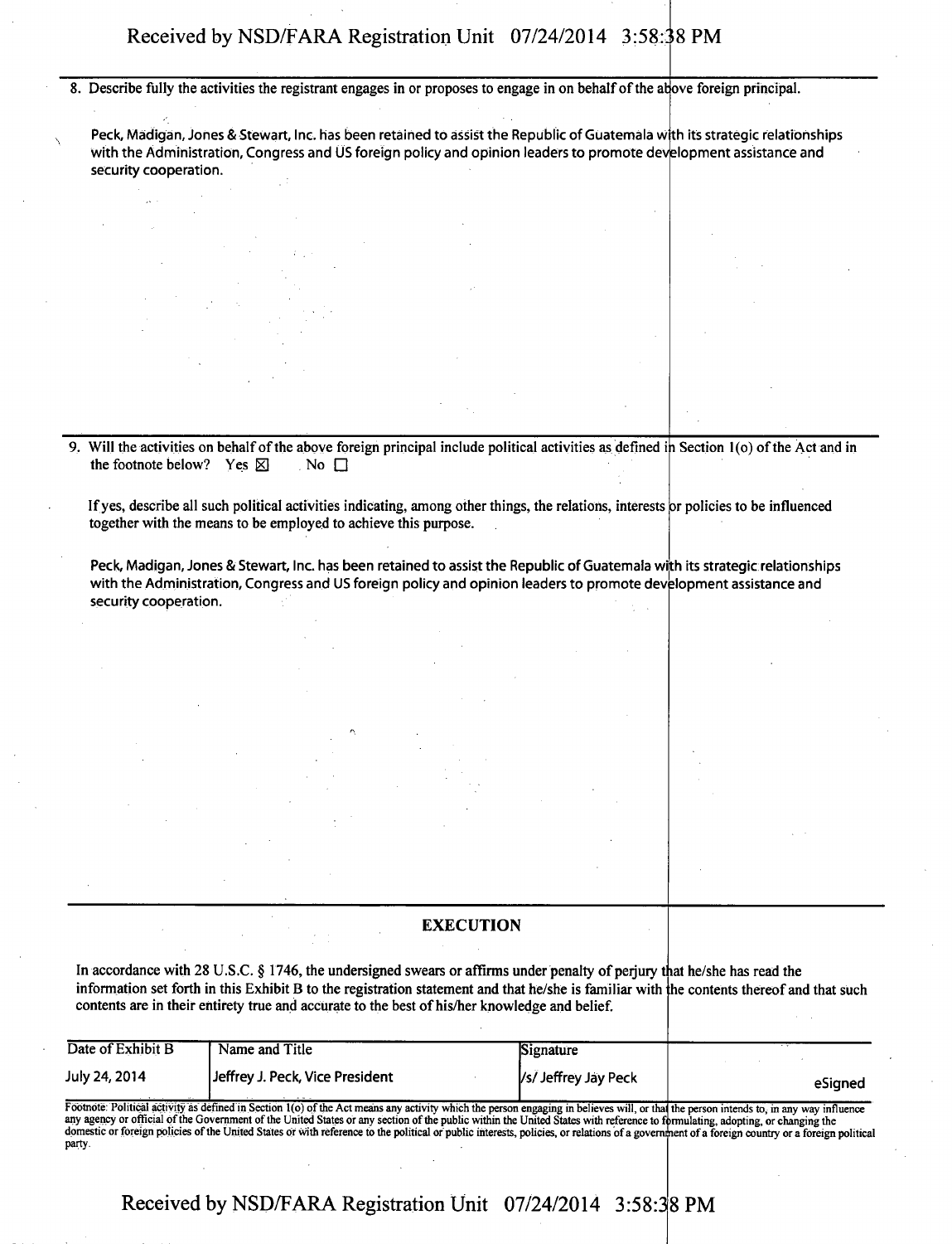8. Describe fully the activities the registrant engages in or proposes to engage in on behalf of the above foreign principal.

Peck, Madigan, Jones & Stewart, Inc. has been retained to assist the Republic of Guatemala with its strategic relationships with the Administration, Congress and US foreign policy and opinion leaders to promote development assistance and security cooperation.

9. Will the activities on behalf of the above foreign principal include political activities as defined in Section 1(o) of the Act and in the footnote below? Yes ☒ No ☐

If yes, describe all such political activities indicating, among other things, the relations, interests or policies to be influenced together with the means to be employed to achieve this purpose.

Peck, Madigan, Jones & Stewart, Inc. has been retained to assist the Republic of Guatemala with its strategic relationships with the Administration, Congress and US foreign policy and opinion leaders to promote development assistance and security cooperation.

## EXECUTION

In accordance with 28 U.S.C. § 1746, the undersigned swears or affirms under penalty of perjury that he/she has read the information set forth in this Exhibit B to the registration statement and that he/she is familiar with the contents thereof and that such contents are in their entirety true and accurate to the best of his/her knowledge and belief.

| Date of Exhibit B | Name and Title | Signature | |
|---|---|---|---|
| July 24, 2014 | Jeffrey J. Peck, Vice President | /s/ Jeffrey Jay Peck | eSigned |

Footnote: Political activity as defined in Section 1(o) of the Act means any activity which the person engaging in believes will, or that the person intends to, in any way influence any agency or official of the Government of the United States or any section of the public within the United States with reference to formulating, adopting, or changing the domestic or foreign policies of the United States or with reference to the political or public interests, policies, or relations of a government of a foreign country or a foreign political party.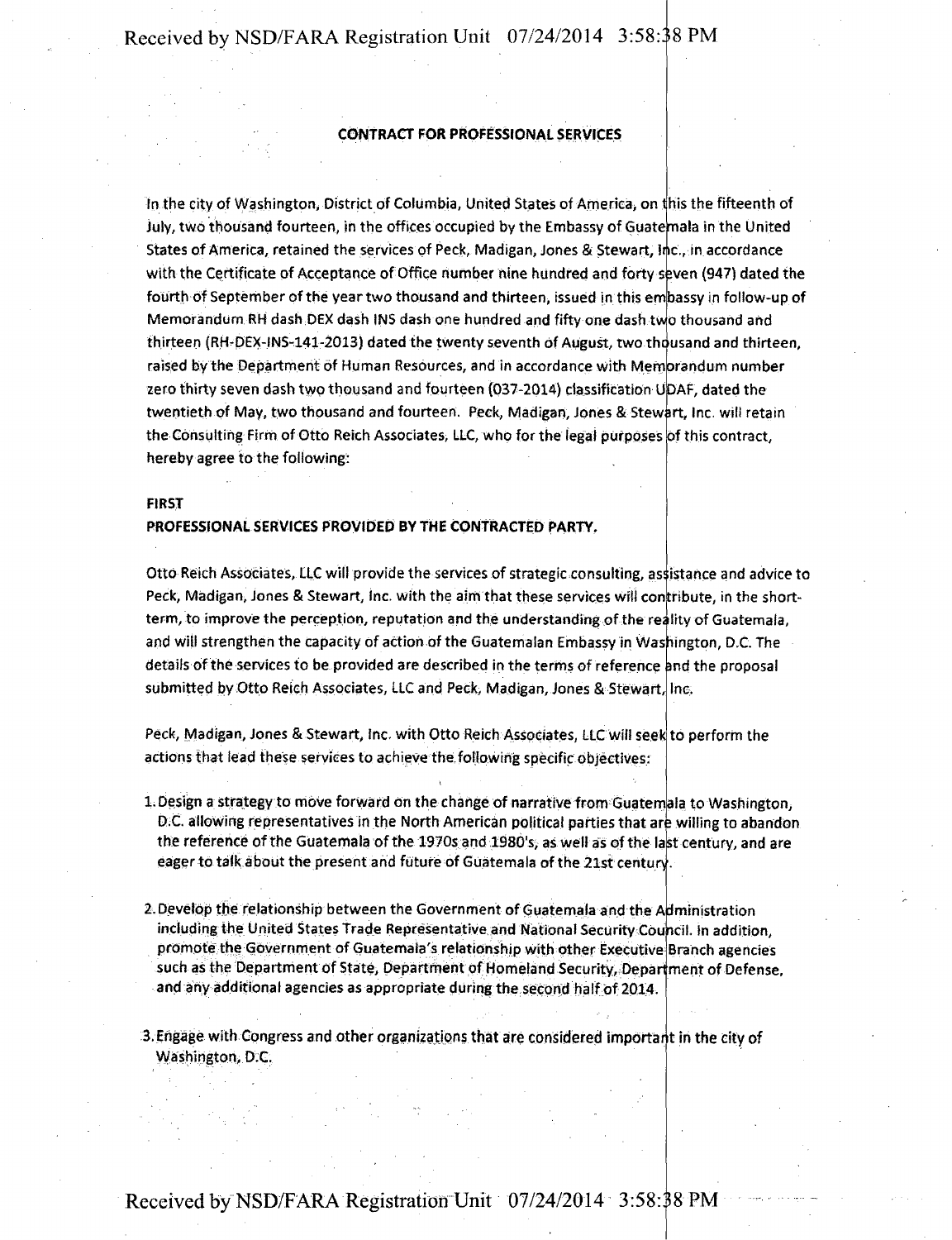**CONTRACT FOR PROFESSIONAL SERVICES**

In the city of Washington, District of Columbia, United States of America, on this the fifteenth of July, two thousand fourteen, in the offices occupied by the Embassy of Guatemala in the United States of America, retained the services of Peck, Madigan, Jones & Stewart, Inc., in accordance with the Certificate of Acceptance of Office number nine hundred and forty seven (947) dated the fourth of September of the year two thousand and thirteen, issued in this embassy in follow-up of Memorandum RH dash DEX dash INS dash one hundred and fifty one dash two thousand and thirteen (RH-DEX-INS-141-2013) dated the twenty seventh of August, two thousand and thirteen, raised by the Department of Human Resources, and in accordance with Memorandum number zero thirty seven dash two thousand and fourteen (037-2014) classification UDAF, dated the twentieth of May, two thousand and fourteen. Peck, Madigan, Jones & Stewart, Inc. will retain the Consulting Firm of Otto Reich Associates, LLC, who for the legal purposes of this contract, hereby agree to the following:

**FIRST**

**PROFESSIONAL SERVICES PROVIDED BY THE CONTRACTED PARTY.**

Otto Reich Associates, LLC will provide the services of strategic consulting, assistance and advice to Peck, Madigan, Jones & Stewart, Inc. with the aim that these services will contribute, in the short-term, to improve the perception, reputation and the understanding of the reality of Guatemala, and will strengthen the capacity of action of the Guatemalan Embassy in Washington, D.C. The details of the services to be provided are described in the terms of reference and the proposal submitted by Otto Reich Associates, LLC and Peck, Madigan, Jones & Stewart, Inc.

Peck, Madigan, Jones & Stewart, Inc. with Otto Reich Associates, LLC will seek to perform the actions that lead these services to achieve the following specific objectives:

1. Design a strategy to move forward on the change of narrative from Guatemala to Washington, D.C. allowing representatives in the North American political parties that are willing to abandon the reference of the Guatemala of the 1970s and 1980's, as well as of the last century, and are eager to talk about the present and future of Guatemala of the 21st century.

2. Develop the relationship between the Government of Guatemala and the Administration including the United States Trade Representative and National Security Council. In addition, promote the Government of Guatemala's relationship with other Executive Branch agencies such as the Department of State, Department of Homeland Security, Department of Defense, and any additional agencies as appropriate during the second half of 2014.

3. Engage with Congress and other organizations that are considered important in the city of Washington, D.C.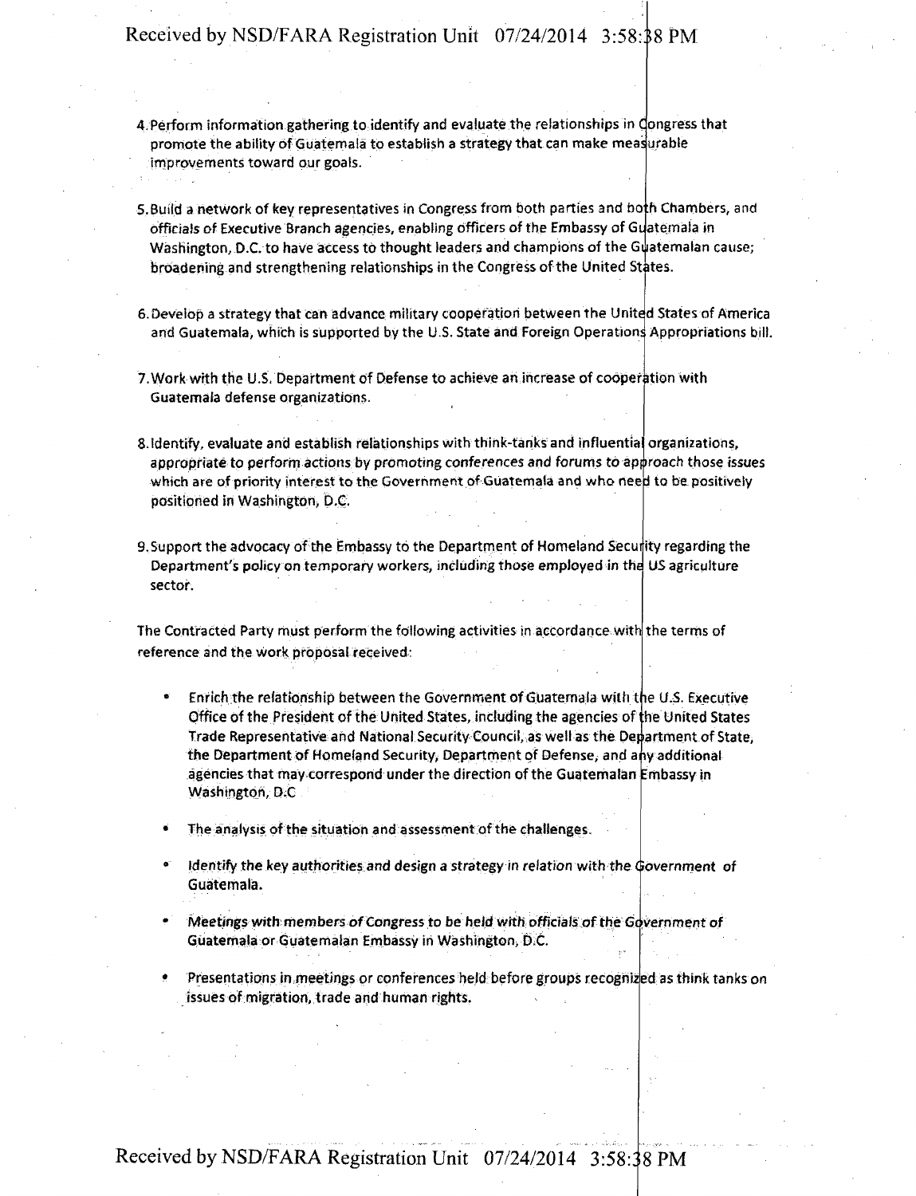4. Perform information gathering to identify and evaluate the relationships in Congress that promote the ability of Guatemala to establish a strategy that can make measurable improvements toward our goals.

5. Build a network of key representatives in Congress from both parties and both Chambers, and officials of Executive Branch agencies, enabling officers of the Embassy of Guatemala in Washington, D.C. to have access to thought leaders and champions of the Guatemalan cause; broadening and strengthening relationships in the Congress of the United States.

6. Develop a strategy that can advance military cooperation between the United States of America and Guatemala, which is supported by the U.S. State and Foreign Operations Appropriations bill.

7. Work with the U.S. Department of Defense to achieve an increase of cooperation with Guatemala defense organizations.

8. Identify, evaluate and establish relationships with think-tanks and influential organizations, appropriate to perform actions by promoting conferences and forums to approach those issues which are of priority interest to the Government of Guatemala and who need to be positively positioned in Washington, D.C.

9. Support the advocacy of the Embassy to the Department of Homeland Security regarding the Department's policy on temporary workers, including those employed in the US agriculture sector.

The Contracted Party must perform the following activities in accordance with the terms of reference and the work proposal received:

- Enrich the relationship between the Government of Guatemala with the U.S. Executive Office of the President of the United States, including the agencies of the United States Trade Representative and National Security Council, as well as the Department of State, the Department of Homeland Security, Department of Defense, and any additional agencies that may correspond under the direction of the Guatemalan Embassy in Washington, D.C
- The analysis of the situation and assessment of the challenges.
- Identify the key authorities and design a strategy in relation with the Government of Guatemala.
- Meetings with members of Congress to be held with officials of the Government of Guatemala or Guatemalan Embassy in Washington, D.C.
- Presentations in meetings or conferences held before groups recognized as think tanks on issues of migration, trade and human rights.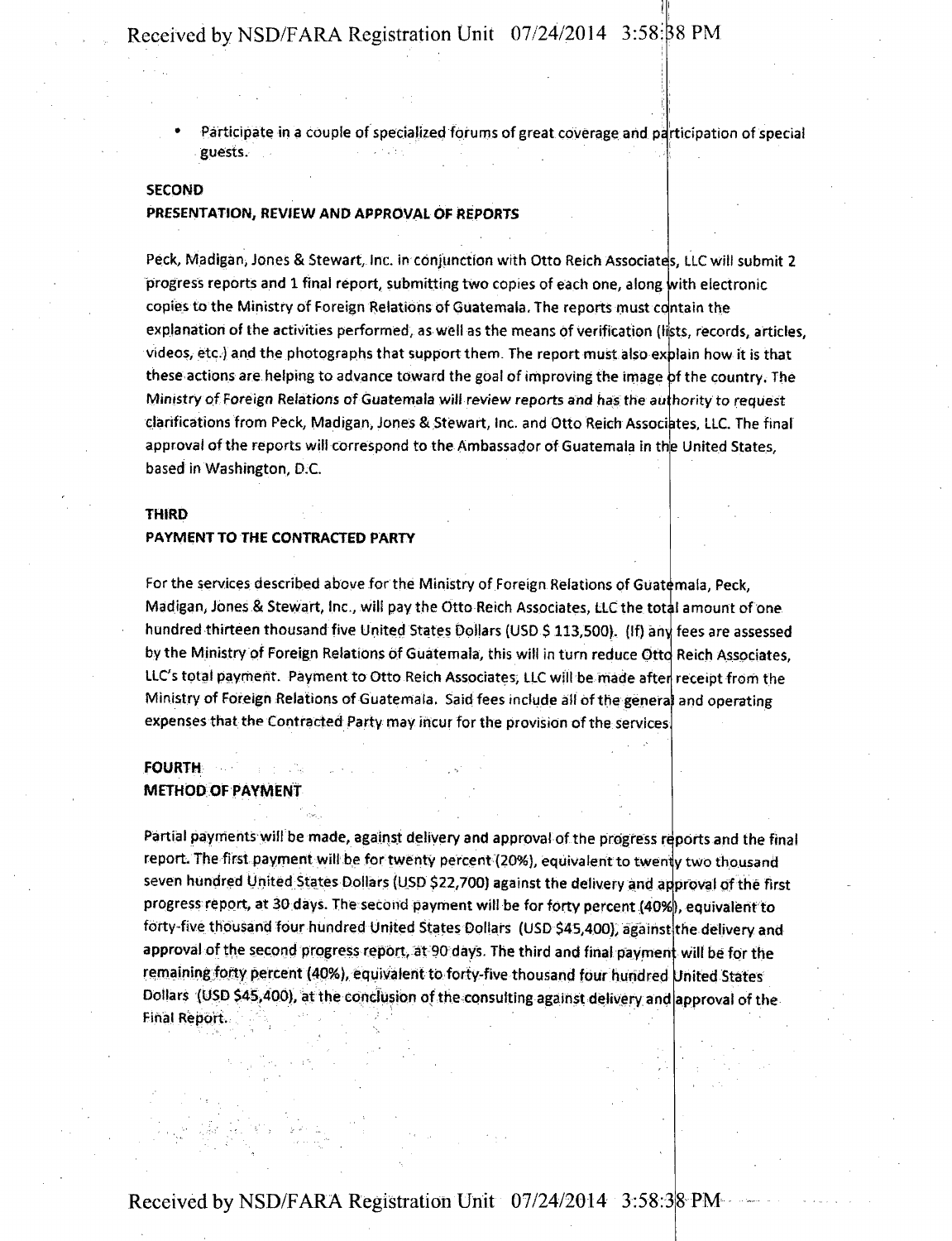- Participate in a couple of specialized forums of great coverage and participation of special guests.

**SECOND**
**PRESENTATION, REVIEW AND APPROVAL OF REPORTS**

Peck, Madigan, Jones & Stewart, Inc. in conjunction with Otto Reich Associates, LLC will submit 2 progress reports and 1 final report, submitting two copies of each one, along with electronic copies to the Ministry of Foreign Relations of Guatemala. The reports must contain the explanation of the activities performed, as well as the means of verification (lists, records, articles, videos, etc.) and the photographs that support them. The report must also explain how it is that these actions are helping to advance toward the goal of improving the image of the country. The Ministry of Foreign Relations of Guatemala will review reports and has the authority to request clarifications from Peck, Madigan, Jones & Stewart, Inc. and Otto Reich Associates, LLC. The final approval of the reports will correspond to the Ambassador of Guatemala in the United States, based in Washington, D.C.

**THIRD**
**PAYMENT TO THE CONTRACTED PARTY**

For the services described above for the Ministry of Foreign Relations of Guatemala, Peck, Madigan, Jones & Stewart, Inc., will pay the Otto Reich Associates, LLC the total amount of one hundred thirteen thousand five United States Dollars (USD $ 113,500). (If) any fees are assessed by the Ministry of Foreign Relations of Guatemala, this will in turn reduce Otto Reich Associates, LLC's total payment. Payment to Otto Reich Associates, LLC will be made after receipt from the Ministry of Foreign Relations of Guatemala. Said fees include all of the general and operating expenses that the Contracted Party may incur for the provision of the services.

**FOURTH**
**METHOD OF PAYMENT**

Partial payments will be made, against delivery and approval of the progress reports and the final report. The first payment will be for twenty percent (20%), equivalent to twenty two thousand seven hundred United States Dollars (USD $22,700) against the delivery and approval of the first progress report, at 30 days. The second payment will be for forty percent (40%), equivalent to forty-five thousand four hundred United States Dollars (USD $45,400), against the delivery and approval of the second progress report, at 90 days. The third and final payment will be for the remaining forty percent (40%), equivalent to forty-five thousand four hundred United States Dollars (USD $45,400), at the conclusion of the consulting against delivery and approval of the Final Report.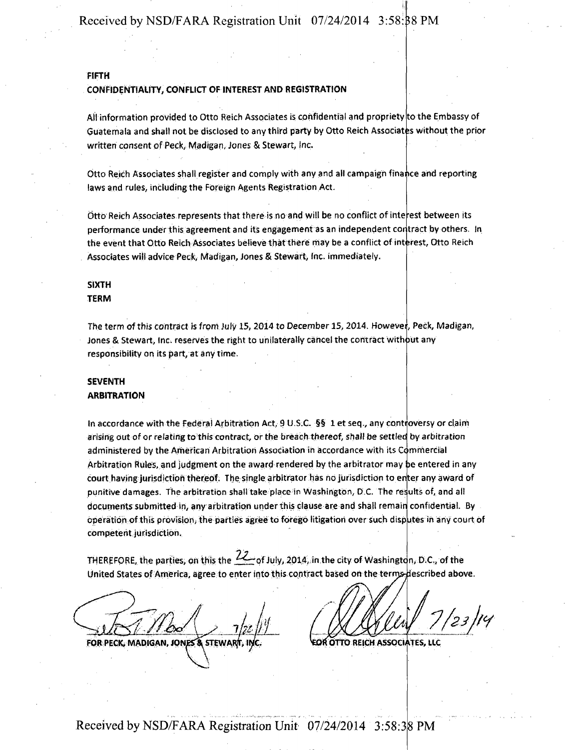**FIFTH**
**CONFIDENTIALITY, CONFLICT OF INTEREST AND REGISTRATION**

All information provided to Otto Reich Associates is confidential and propriety to the Embassy of Guatemala and shall not be disclosed to any third party by Otto Reich Associates without the prior written consent of Peck, Madigan, Jones & Stewart, Inc.

Otto Reich Associates shall register and comply with any and all campaign finance and reporting laws and rules, including the Foreign Agents Registration Act.

Otto Reich Associates represents that there is no and will be no conflict of interest between its performance under this agreement and its engagement as an independent contract by others. In the event that Otto Reich Associates believe that there may be a conflict of interest, Otto Reich Associates will advice Peck, Madigan, Jones & Stewart, Inc. immediately.

**SIXTH**
**TERM**

The term of this contract is from July 15, 2014 to December 15, 2014. However, Peck, Madigan, Jones & Stewart, Inc. reserves the right to unilaterally cancel the contract without any responsibility on its part, at any time.

**SEVENTH**
**ARBITRATION**

In accordance with the Federal Arbitration Act, 9 U.S.C. §§ 1 et seq., any controversy or claim arising out of or relating to this contract, or the breach thereof, shall be settled by arbitration administered by the American Arbitration Association in accordance with its Commercial Arbitration Rules, and judgment on the award rendered by the arbitrator may be entered in any court having jurisdiction thereof. The single arbitrator has no jurisdiction to enter any award of punitive damages. The arbitration shall take place in Washington, D.C. The results of, and all documents submitted in, any arbitration under this clause are and shall remain confidential. By operation of this provision, the parties agree to forego litigation over such disputes in any court of competent jurisdiction.

THEREFORE, the parties, on this the 22 of July, 2014, in the city of Washington, D.C., of the United States of America, agree to enter into this contract based on the terms described above.

7/22/14
FOR PECK, MADIGAN, JONES & STEWART, INC.

7/23/14
FOR OTTO REICH ASSOCIATES, LLC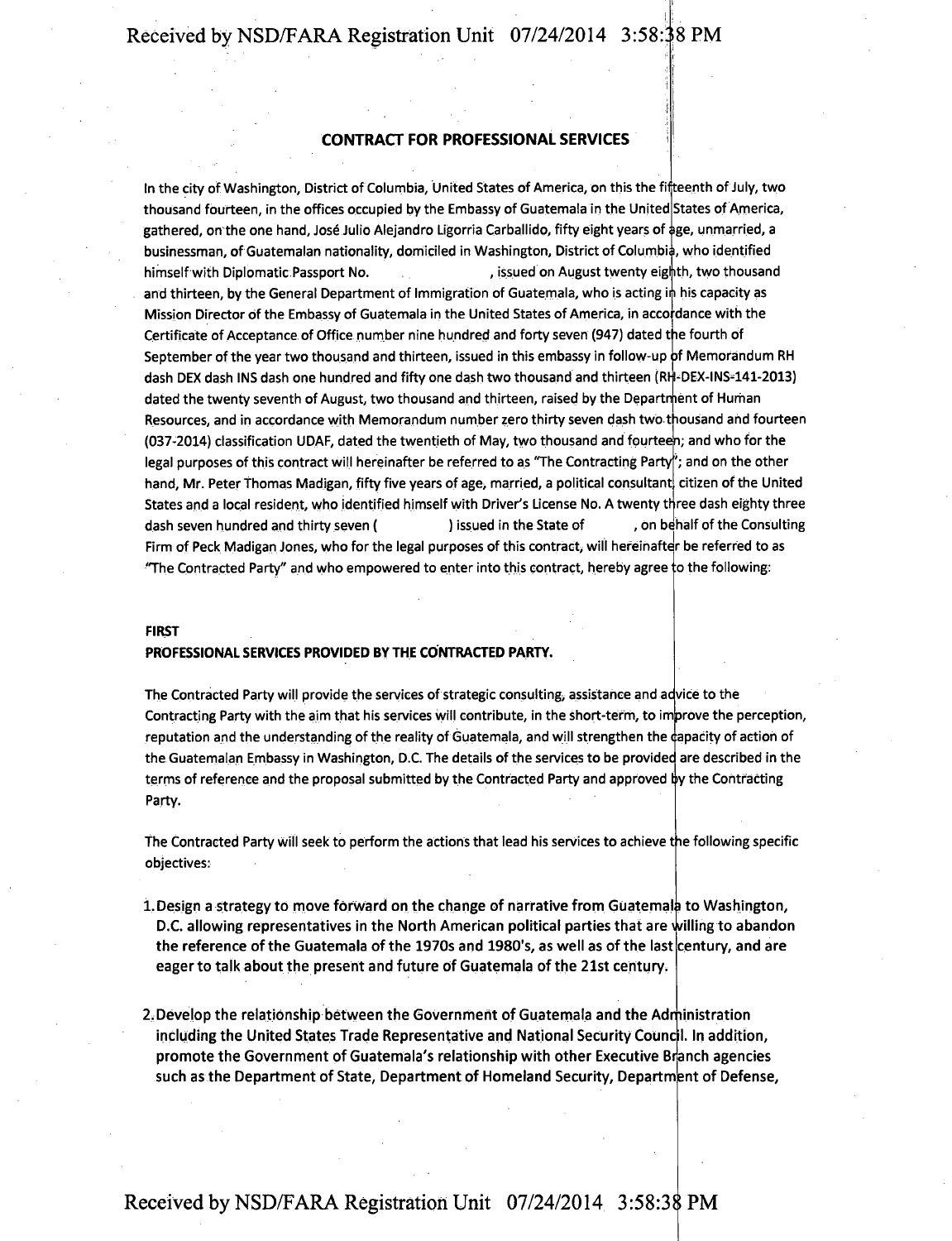# CONTRACT FOR PROFESSIONAL SERVICES

In the city of Washington, District of Columbia, United States of America, on this the fifteenth of July, two thousand fourteen, in the offices occupied by the Embassy of Guatemala in the United States of America, gathered, on the one hand, José Julio Alejandro Ligorria Carballido, fifty eight years of age, unmarried, a businessman, of Guatemalan nationality, domiciled in Washington, District of Columbia, who identified himself with Diplomatic Passport No. , issued on August twenty eighth, two thousand and thirteen, by the General Department of Immigration of Guatemala, who is acting in his capacity as Mission Director of the Embassy of Guatemala in the United States of America, in accordance with the Certificate of Acceptance of Office number nine hundred and forty seven (947) dated the fourth of September of the year two thousand and thirteen, issued in this embassy in follow-up of Memorandum RH dash DEX dash INS dash one hundred and fifty one dash two thousand and thirteen (RH-DEX-INS-141-2013) dated the twenty seventh of August, two thousand and thirteen, raised by the Department of Human Resources, and in accordance with Memorandum number zero thirty seven dash two thousand and fourteen (037-2014) classification UDAF, dated the twentieth of May, two thousand and fourteen; and who for the legal purposes of this contract will hereinafter be referred to as "The Contracting Party"; and on the other hand, Mr. Peter Thomas Madigan, fifty five years of age, married, a political consultant, citizen of the United States and a local resident, who identified himself with Driver's License No. A twenty three dash eighty three dash seven hundred and thirty seven ( ) issued in the State of , on behalf of the Consulting Firm of Peck Madigan Jones, who for the legal purposes of this contract, will hereinafter be referred to as "The Contracted Party" and who empowered to enter into this contract, hereby agree to the following:

**FIRST**

**PROFESSIONAL SERVICES PROVIDED BY THE CONTRACTED PARTY.**

The Contracted Party will provide the services of strategic consulting, assistance and advice to the Contracting Party with the aim that his services will contribute, in the short-term, to improve the perception, reputation and the understanding of the reality of Guatemala, and will strengthen the capacity of action of the Guatemalan Embassy in Washington, D.C. The details of the services to be provided are described in the terms of reference and the proposal submitted by the Contracted Party and approved by the Contracting Party.

The Contracted Party will seek to perform the actions that lead his services to achieve the following specific objectives:

1. Design a strategy to move forward on the change of narrative from Guatemala to Washington, D.C. allowing representatives in the North American political parties that are willing to abandon the reference of the Guatemala of the 1970s and 1980's, as well as of the last century, and are eager to talk about the present and future of Guatemala of the 21st century.

2. Develop the relationship between the Government of Guatemala and the Administration including the United States Trade Representative and National Security Council. In addition, promote the Government of Guatemala's relationship with other Executive Branch agencies such as the Department of State, Department of Homeland Security, Department of Defense,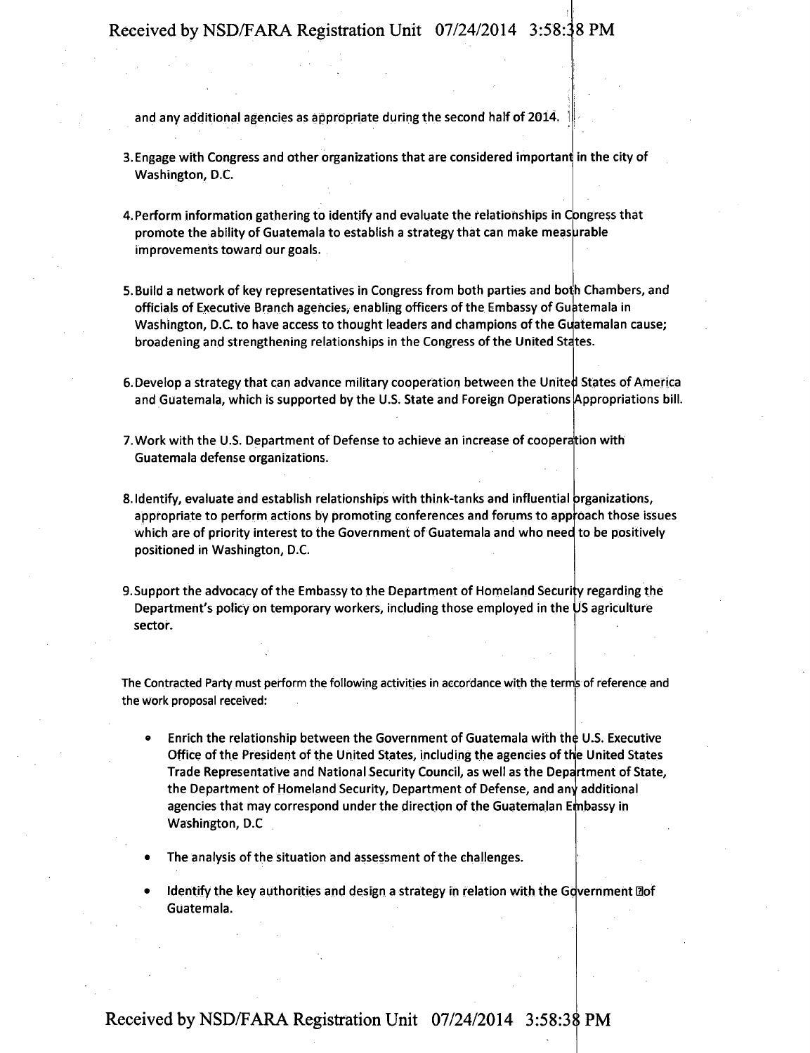and any additional agencies as appropriate during the second half of 2014.

3. Engage with Congress and other organizations that are considered important in the city of Washington, D.C.

4. Perform information gathering to identify and evaluate the relationships in Congress that promote the ability of Guatemala to establish a strategy that can make measurable improvements toward our goals.

5. Build a network of key representatives in Congress from both parties and both Chambers, and officials of Executive Branch agencies, enabling officers of the Embassy of Guatemala in Washington, D.C. to have access to thought leaders and champions of the Guatemalan cause; broadening and strengthening relationships in the Congress of the United States.

6. Develop a strategy that can advance military cooperation between the United States of America and Guatemala, which is supported by the U.S. State and Foreign Operations Appropriations bill.

7. Work with the U.S. Department of Defense to achieve an increase of cooperation with Guatemala defense organizations.

8. Identify, evaluate and establish relationships with think-tanks and influential organizations, appropriate to perform actions by promoting conferences and forums to approach those issues which are of priority interest to the Government of Guatemala and who need to be positively positioned in Washington, D.C.

9. Support the advocacy of the Embassy to the Department of Homeland Security regarding the Department's policy on temporary workers, including those employed in the US agriculture sector.

The Contracted Party must perform the following activities in accordance with the terms of reference and the work proposal received:

- Enrich the relationship between the Government of Guatemala with the U.S. Executive Office of the President of the United States, including the agencies of the United States Trade Representative and National Security Council, as well as the Department of State, the Department of Homeland Security, Department of Defense, and any additional agencies that may correspond under the direction of the Guatemalan Embassy in Washington, D.C

- The analysis of the situation and assessment of the challenges.

- Identify the key authorities and design a strategy in relation with the Government of Guatemala.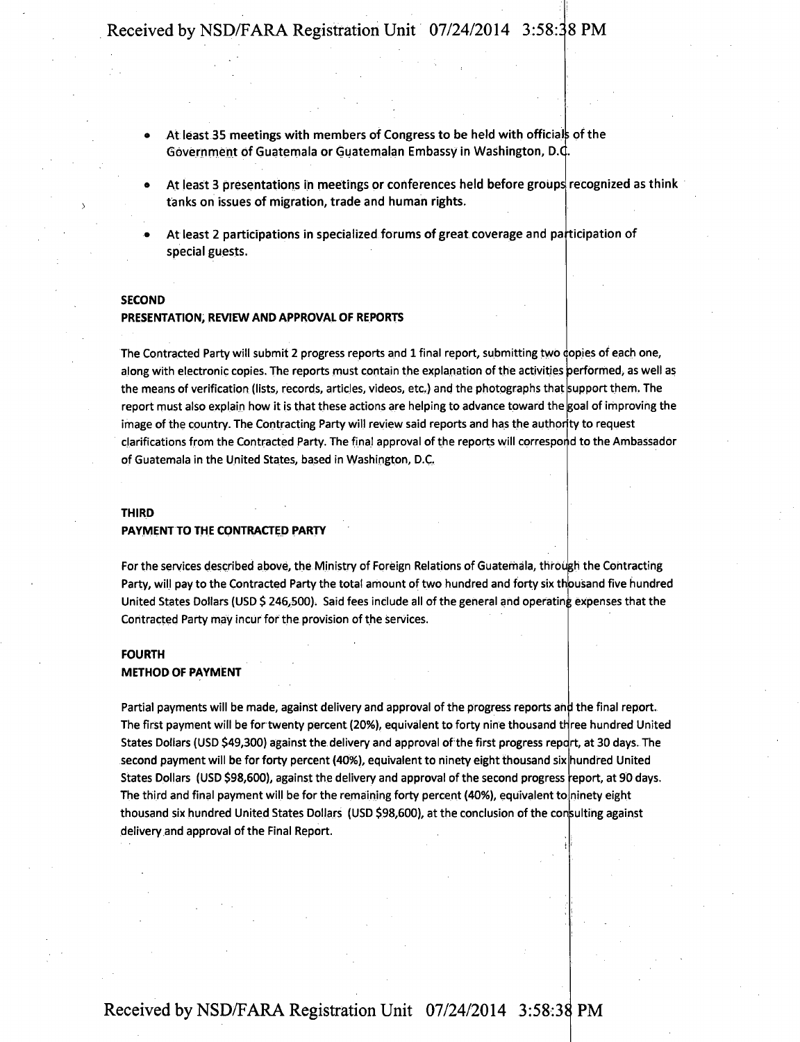- At least 35 meetings with members of Congress to be held with officials of the Government of Guatemala or Guatemalan Embassy in Washington, D.C.
- At least 3 presentations in meetings or conferences held before groups recognized as think tanks on issues of migration, trade and human rights.
- At least 2 participations in specialized forums of great coverage and participation of special guests.

**SECOND**
**PRESENTATION, REVIEW AND APPROVAL OF REPORTS**

The Contracted Party will submit 2 progress reports and 1 final report, submitting two copies of each one, along with electronic copies. The reports must contain the explanation of the activities performed, as well as the means of verification (lists, records, articles, videos, etc.) and the photographs that support them. The report must also explain how it is that these actions are helping to advance toward the goal of improving the image of the country. The Contracting Party will review said reports and has the authority to request clarifications from the Contracted Party. The final approval of the reports will correspond to the Ambassador of Guatemala in the United States, based in Washington, D.C.

**THIRD**
**PAYMENT TO THE CONTRACTED PARTY**

For the services described above, the Ministry of Foreign Relations of Guatemala, through the Contracting Party, will pay to the Contracted Party the total amount of two hundred and forty six thousand five hundred United States Dollars (USD $ 246,500). Said fees include all of the general and operating expenses that the Contracted Party may incur for the provision of the services.

**FOURTH**
**METHOD OF PAYMENT**

Partial payments will be made, against delivery and approval of the progress reports and the final report. The first payment will be for twenty percent (20%), equivalent to forty nine thousand three hundred United States Dollars (USD $49,300) against the delivery and approval of the first progress report, at 30 days. The second payment will be for forty percent (40%), equivalent to ninety eight thousand six hundred United States Dollars (USD $98,600), against the delivery and approval of the second progress report, at 90 days. The third and final payment will be for the remaining forty percent (40%), equivalent to ninety eight thousand six hundred United States Dollars (USD $98,600), at the conclusion of the consulting against delivery and approval of the Final Report.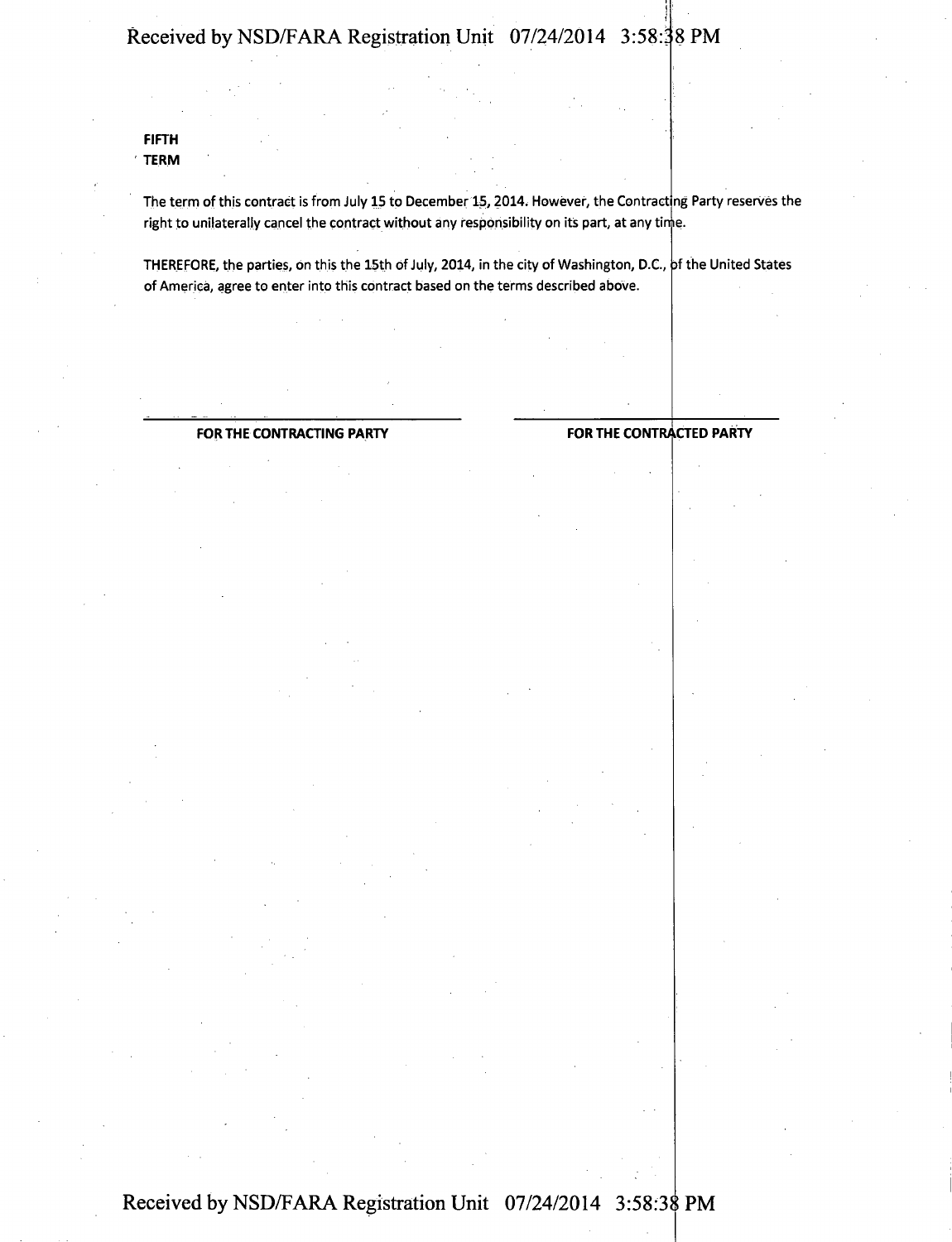**FIFTH**
**TERM**

The term of this contract is from July 15 to December 15, 2014. However, the Contracting Party reserves the right to unilaterally cancel the contract without any responsibility on its part, at any time.

THEREFORE, the parties, on this the 15th of July, 2014, in the city of Washington, D.C., of the United States of America, agree to enter into this contract based on the terms described above.

| **FOR THE CONTRACTING PARTY** | **FOR THE CONTRACTED PARTY** |
|---|---|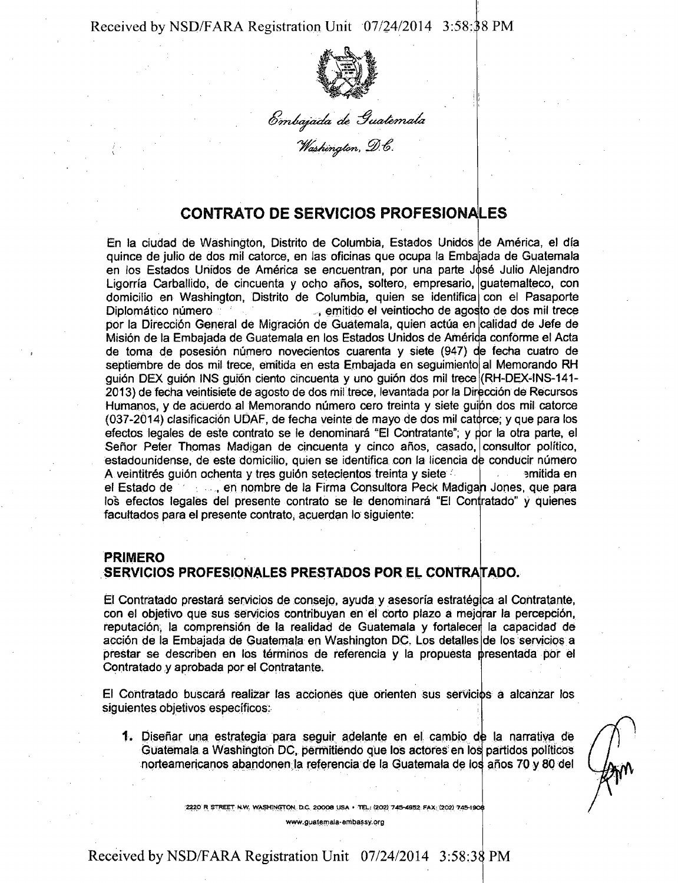*Embajada de Guatemala*

*Washington, D.C.*

# CONTRATO DE SERVICIOS PROFESIONALES

En la ciudad de Washington, Distrito de Columbia, Estados Unidos de América, el día quince de julio de dos mil catorce, en las oficinas que ocupa la Embajada de Guatemala en los Estados Unidos de América se encuentran, por una parte José Julio Alejandro Ligorría Carballido, de cincuenta y ocho años, soltero, empresario, guatemalteco, con domicilio en Washington, Distrito de Columbia, quien se identifica con el Pasaporte Diplomático número , emitido el veintiocho de agosto de dos mil trece por la Dirección General de Migración de Guatemala, quien actúa en calidad de Jefe de Misión de la Embajada de Guatemala en los Estados Unidos de América conforme el Acta de toma de posesión número novecientos cuarenta y siete (947) de fecha cuatro de septiembre de dos mil trece, emitida en esta Embajada en seguimiento al Memorando RH guión DEX guión INS guión ciento cincuenta y uno guión dos mil trece (RH-DEX-INS-141-2013) de fecha veintisiete de agosto de dos mil trece, levantada por la Dirección de Recursos Humanos, y de acuerdo al Memorando número cero treinta y siete guión dos mil catorce (037-2014) clasificación UDAF, de fecha veinte de mayo de dos mil catorce; y que para los efectos legales de este contrato se le denominará "El Contratante"; y por la otra parte, el Señor Peter Thomas Madigan de cincuenta y cinco años, casado, consultor político, estadounidense, de este domicilio, quien se identifica con la licencia de conducir número A veintitrés guión ochenta y tres guión setecientos treinta y siete emitida en el Estado de , en nombre de la Firma Consultora Peck Madigan Jones, que para los efectos legales del presente contrato se le denominará "El Contratado" y quienes facultados para el presente contrato, acuerdan lo siguiente:

## PRIMERO
## SERVICIOS PROFESIONALES PRESTADOS POR EL CONTRATADO.

El Contratado prestará servicios de consejo, ayuda y asesoría estratégica al Contratante, con el objetivo que sus servicios contribuyan en el corto plazo a mejorar la percepción, reputación, la comprensión de la realidad de Guatemala y fortalecer la capacidad de acción de la Embajada de Guatemala en Washington DC. Los detalles de los servicios a prestar se describen en los términos de referencia y la propuesta presentada por el Contratado y aprobada por el Contratante.

El Contratado buscará realizar las acciones que orienten sus servicios a alcanzar los siguientes objetivos específicos:

1. Diseñar una estrategia para seguir adelante en el cambio de la narrativa de Guatemala a Washington DC, permitiendo que los actores en los partidos políticos norteamericanos abandonen la referencia de la Guatemala de los años 70 y 80 del

2220 R STREET N.W. WASHINGTON, D.C. 20008 USA • TEL: (202) 745-4952 FAX: (202) 745-1908
www.guatemala-embassy.org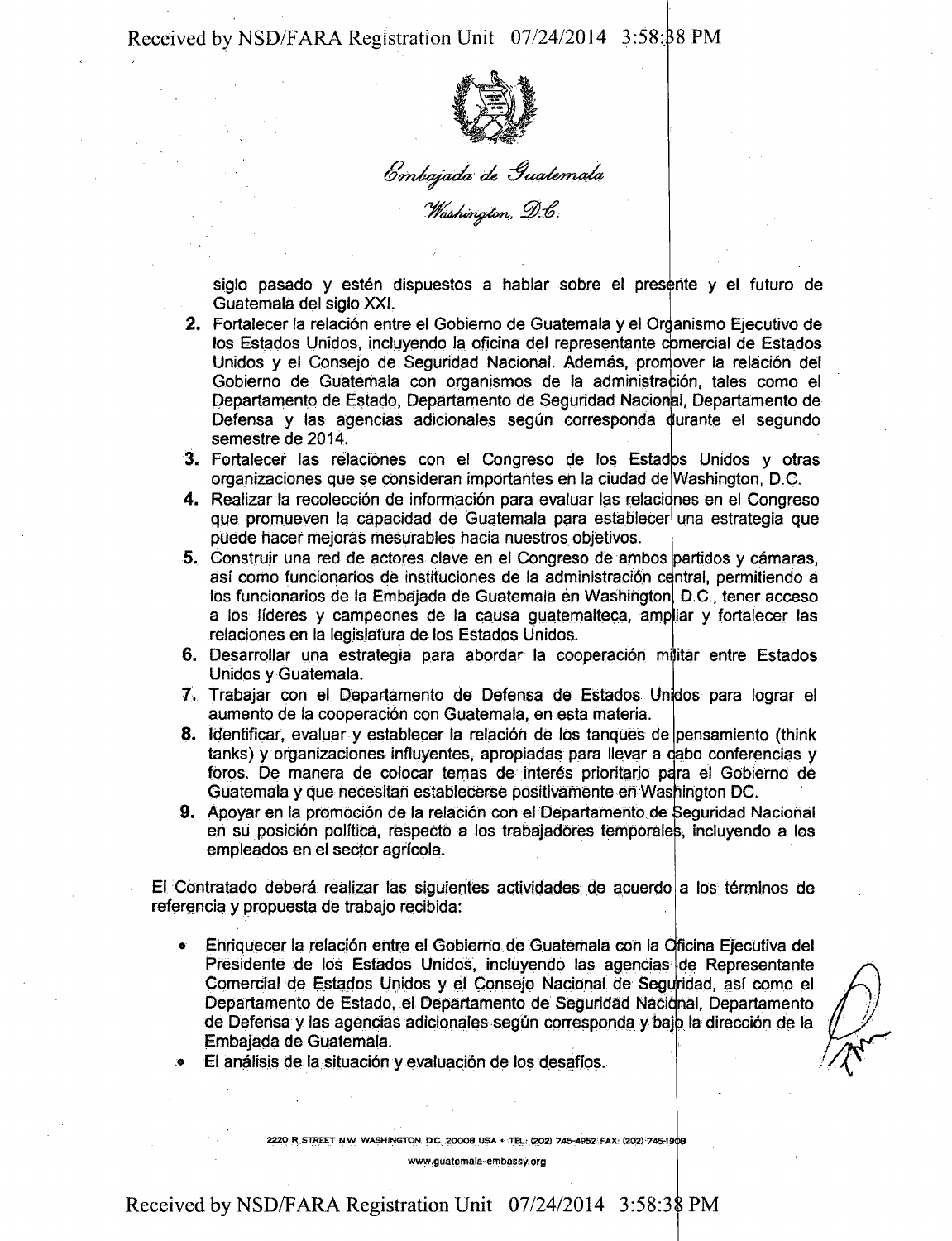*Embajada de Guatemala*
*Washington, D.C.*

siglo pasado y estén dispuestos a hablar sobre el presente y el futuro de Guatemala del siglo XXI.

2. Fortalecer la relación entre el Gobierno de Guatemala y el Organismo Ejecutivo de los Estados Unidos, incluyendo la oficina del representante comercial de Estados Unidos y el Consejo de Seguridad Nacional. Además, promover la relación del Gobierno de Guatemala con organismos de la administración, tales como el Departamento de Estado, Departamento de Seguridad Nacional, Departamento de Defensa y las agencias adicionales según corresponda durante el segundo semestre de 2014.
3. Fortalecer las relaciones con el Congreso de los Estados Unidos y otras organizaciones que se consideran importantes en la ciudad de Washington, D.C.
4. Realizar la recolección de información para evaluar las relaciones en el Congreso que promueven la capacidad de Guatemala para establecer una estrategia que puede hacer mejoras medibles hacia nuestros objetivos.
5. Construir una red de actores clave en el Congreso de ambos partidos y cámaras, así como funcionarios de instituciones de la administración central, permitiendo a los funcionarios de la Embajada de Guatemala en Washington, D.C., tener acceso a los líderes y campeones de la causa guatemalteca, ampliar y fortalecer las relaciones en la legislatura de los Estados Unidos.
6. Desarrollar una estrategia para abordar la cooperación militar entre Estados Unidos y Guatemala.
7. Trabajar con el Departamento de Defensa de Estados Unidos para lograr el aumento de la cooperación con Guatemala, en esta materia.
8. Identificar, evaluar y establecer la relación de los tanques de pensamiento (think tanks) y organizaciones influyentes, apropiadas para llevar a cabo conferencias y foros. De manera de colocar temas de interés prioritario para el Gobierno de Guatemala y que necesitan establecerse positivamente en Washington DC.
9. Apoyar en la promoción de la relación con el Departamento de Seguridad Nacional en su posición política, respecto a los trabajadores temporales, incluyendo a los empleados en el sector agrícola.

El Contratado deberá realizar las siguientes actividades de acuerdo a los términos de referencia y propuesta de trabajo recibida:

- Enriquecer la relación entre el Gobierno de Guatemala con la Oficina Ejecutiva del Presidente de los Estados Unidos, incluyendo las agencias de Representante Comercial de Estados Unidos y el Consejo Nacional de Seguridad, así como el Departamento de Estado, el Departamento de Seguridad Nacional, Departamento de Defensa y las agencias adicionales según corresponda y bajo la dirección de la Embajada de Guatemala.
- El análisis de la situación y evaluación de los desafíos.

2220 R STREET N.W. WASHINGTON, D.C. 20008 USA • TEL: (202) 745-4952 FAX: (202) 745-1908
www.guatemala-embassy.org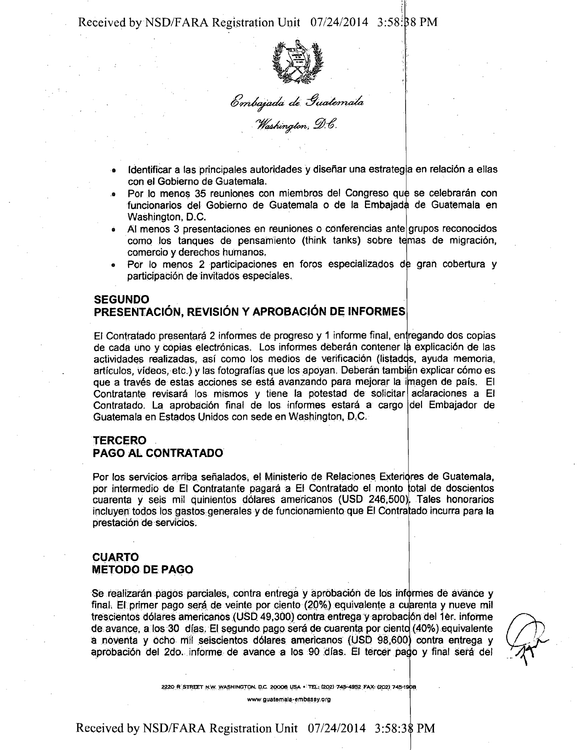*Embajada de Guatemala*

*Washington, D.C.*

- Identificar a las principales autoridades y diseñar una estrategia en relación a ellas con el Gobierno de Guatemala.
- Por lo menos 35 reuniones con miembros del Congreso que se celebrarán con funcionarios del Gobierno de Guatemala o de la Embajada de Guatemala en Washington, D.C.
- Al menos 3 presentaciones en reuniones o conferencias ante grupos reconocidos como los tanques de pensamiento (think tanks) sobre temas de migración, comercio y derechos humanos.
- Por lo menos 2 participaciones en foros especializados de gran cobertura y participación de invitados especiales.

## SEGUNDO
## PRESENTACIÓN, REVISIÓN Y APROBACIÓN DE INFORMES

El Contratado presentará 2 informes de progreso y 1 informe final, entregando dos copias de cada uno y copias electrónicas. Los informes deberán contener la explicación de las actividades realizadas, así como los medios de verificación (listados, ayuda memoria, artículos, vídeos, etc.) y las fotografías que los apoyan. Deberán también explicar cómo es que a través de estas acciones se está avanzando para mejorar la imagen de país. El Contratante revisará los mismos y tiene la potestad de solicitar aclaraciones a El Contratado. La aprobación final de los informes estará a cargo del Embajador de Guatemala en Estados Unidos con sede en Washington, D.C.

## TERCERO
## PAGO AL CONTRATADO

Por los servicios arriba señalados, el Ministerio de Relaciones Exteriores de Guatemala, por intermedio de El Contratante pagará a El Contratado el monto total de doscientos cuarenta y seis mil quinientos dólares americanos (USD 246,500). Tales honorarios incluyen todos los gastos generales y de funcionamiento que El Contratado incurra para la prestación de servicios.

## CUARTO
## METODO DE PAGO

Se realizarán pagos parciales, contra entrega y aprobación de los informes de avance y final. El primer pago será de veinte por ciento (20%) equivalente a cuarenta y nueve mil trescientos dólares americanos (USD 49,300) contra entrega y aprobación del 1er. informe de avance, a los 30 días. El segundo pago será de cuarenta por ciento (40%) equivalente a noventa y ocho mil seiscientos dólares americanos (USD 98,600) contra entrega y aprobación del 2do. informe de avance a los 90 días. El tercer pago y final será del

2220 R STREET N.W. WASHINGTON, D.C. 20008 USA • TEL: (202) 745-4952 FAX: (202) 745-1908

www.guatemala-embassy.org